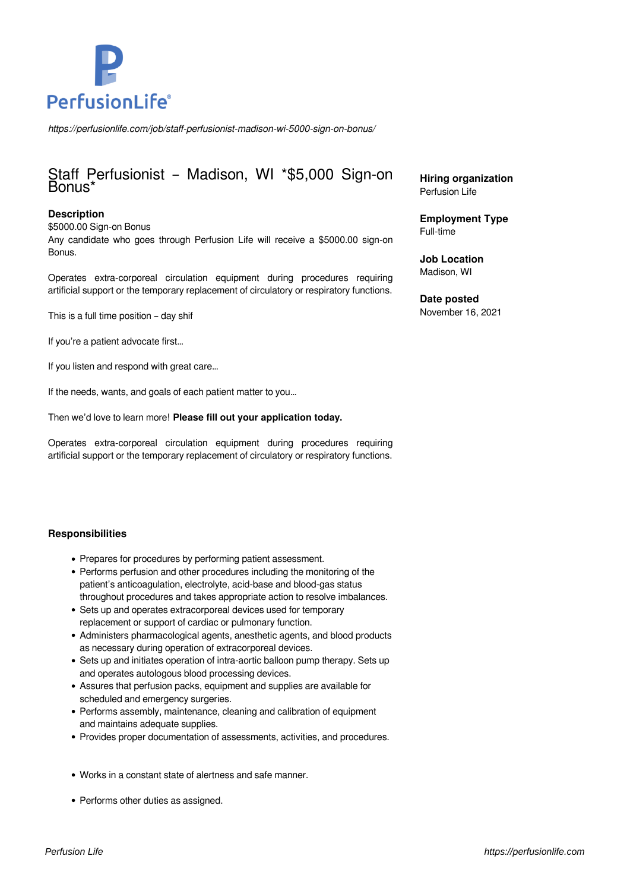PerfusionLife®

*https://perfusionlife.com/job/staff-perfusionist-madison-wi-5000-sign-on-bonus/*

# Staff Perfusionist – Madison, WI *$5,000 Sign-on Bonus*

**Hiring organization**
Perfusion Life

**Employment Type**
Full-time

**Job Location**
Madison, WI

**Date posted**
November 16, 2021

### Description

$5000.00 Sign-on Bonus
Any candidate who goes through Perfusion Life will receive a $5000.00 sign-on Bonus.

Operates extra-corporeal circulation equipment during procedures requiring artificial support or the temporary replacement of circulatory or respiratory functions.

This is a full time position – day shif

If you're a patient advocate first…

If you listen and respond with great care…

If the needs, wants, and goals of each patient matter to you…

Then we'd love to learn more! **Please fill out your application today.**

Operates extra-corporeal circulation equipment during procedures requiring artificial support or the temporary replacement of circulatory or respiratory functions.

### Responsibilities

- Prepares for procedures by performing patient assessment.
- Performs perfusion and other procedures including the monitoring of the patient's anticoagulation, electrolyte, acid-base and blood-gas status throughout procedures and takes appropriate action to resolve imbalances.
- Sets up and operates extracorporeal devices used for temporary replacement or support of cardiac or pulmonary function.
- Administers pharmacological agents, anesthetic agents, and blood products as necessary during operation of extracorporeal devices.
- Sets up and initiates operation of intra-aortic balloon pump therapy. Sets up and operates autologous blood processing devices.
- Assures that perfusion packs, equipment and supplies are available for scheduled and emergency surgeries.
- Performs assembly, maintenance, cleaning and calibration of equipment and maintains adequate supplies.
- Provides proper documentation of assessments, activities, and procedures.

- Works in a constant state of alertness and safe manner.

- Performs other duties as assigned.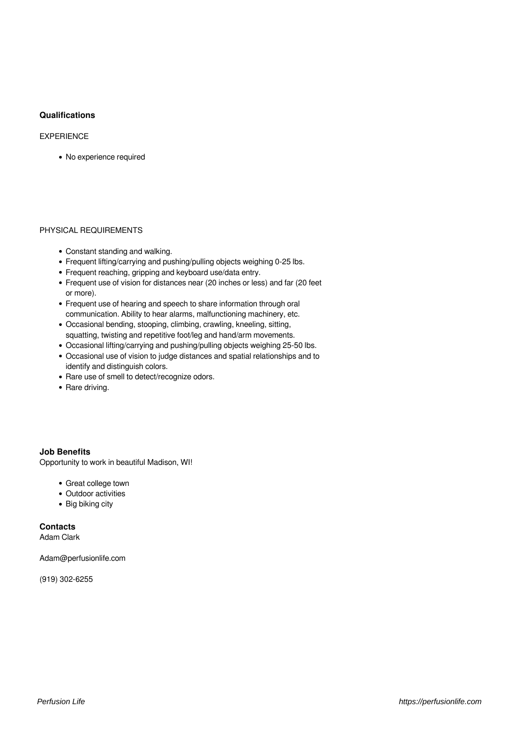**Qualifications**

EXPERIENCE

- No experience required

PHYSICAL REQUIREMENTS

- Constant standing and walking.
- Frequent lifting/carrying and pushing/pulling objects weighing 0-25 lbs.
- Frequent reaching, gripping and keyboard use/data entry.
- Frequent use of vision for distances near (20 inches or less) and far (20 feet or more).
- Frequent use of hearing and speech to share information through oral communication. Ability to hear alarms, malfunctioning machinery, etc.
- Occasional bending, stooping, climbing, crawling, kneeling, sitting, squatting, twisting and repetitive foot/leg and hand/arm movements.
- Occasional lifting/carrying and pushing/pulling objects weighing 25-50 lbs.
- Occasional use of vision to judge distances and spatial relationships and to identify and distinguish colors.
- Rare use of smell to detect/recognize odors.
- Rare driving.

**Job Benefits**

Opportunity to work in beautiful Madison, WI!

- Great college town
- Outdoor activities
- Big biking city

**Contacts**

Adam Clark

Adam@perfusionlife.com

(919) 302-6255